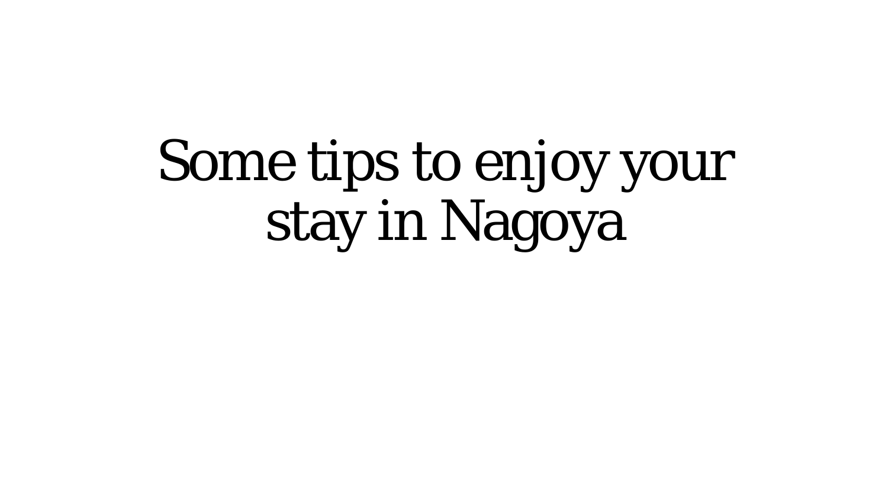# Some tips to enjoy your stay in Nagoya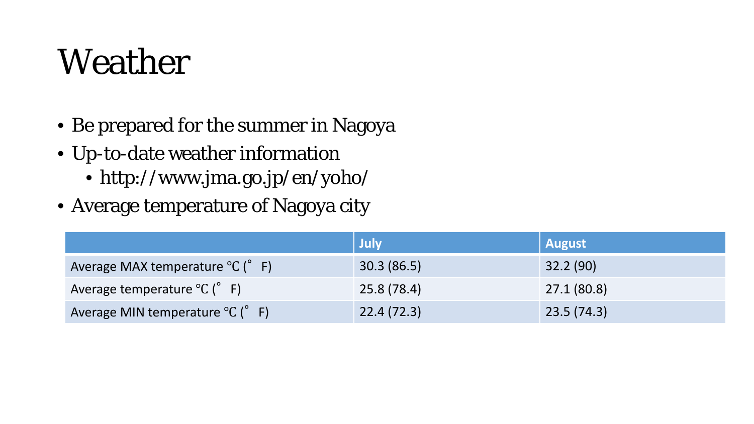# Weather

- Be prepared for the summer in Nagoya
- Up-to-date weather information
  - http://www.jma.go.jp/en/yoho/
- Average temperature of Nagoya city

| | July | August |
|---|---|---|
| Average MAX temperature ℃ (゜F) | 30.3 (86.5) | 32.2 (90) |
| Average temperature ℃ (゜F) | 25.8 (78.4) | 27.1 (80.8) |
| Average MIN temperature ℃ (゜F) | 22.4 (72.3) | 23.5 (74.3) |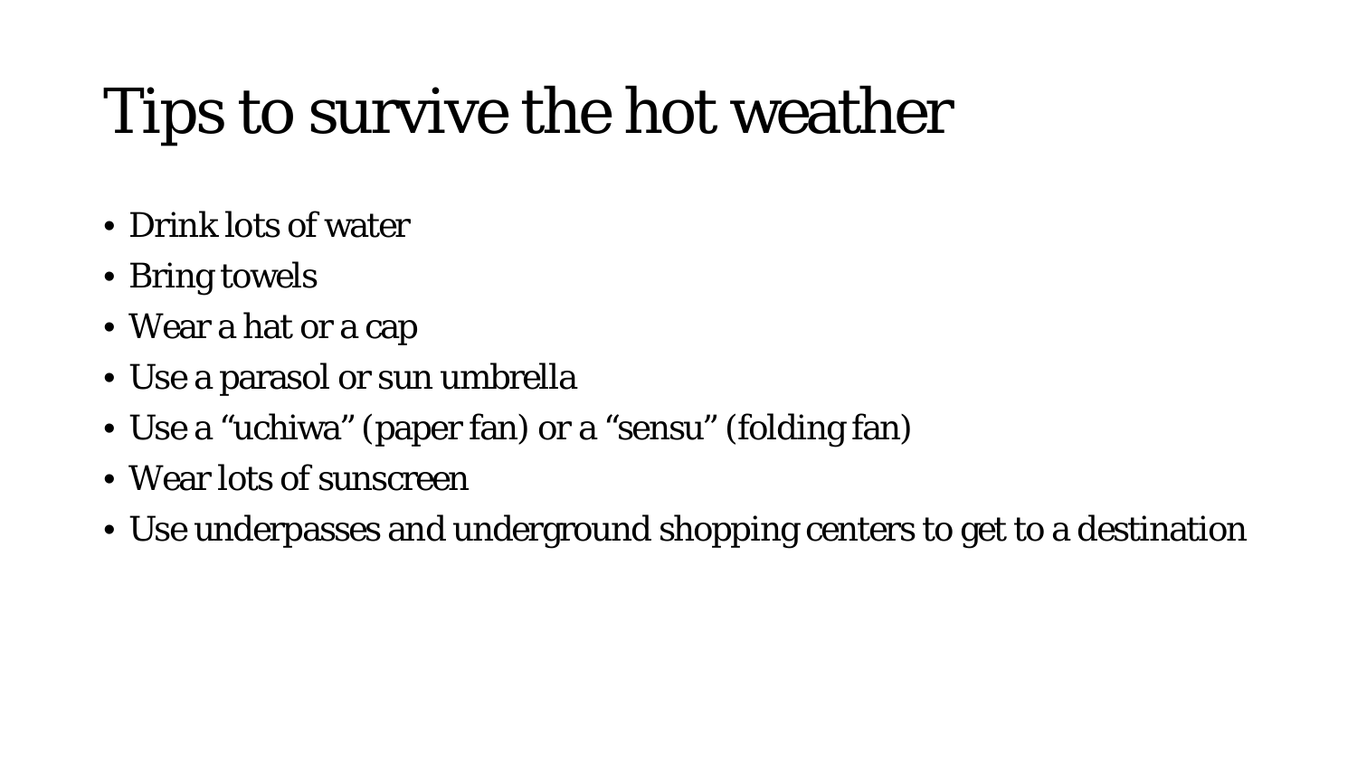# Tips to survive the hot weather

- Drink lots of water
- Bring towels
- Wear a hat or a cap
- Use a parasol or sun umbrella
- Use a “uchiwa” (paper fan) or a “sensu” (folding fan)
- Wear lots of sunscreen
- Use underpasses and underground shopping centers to get to a destination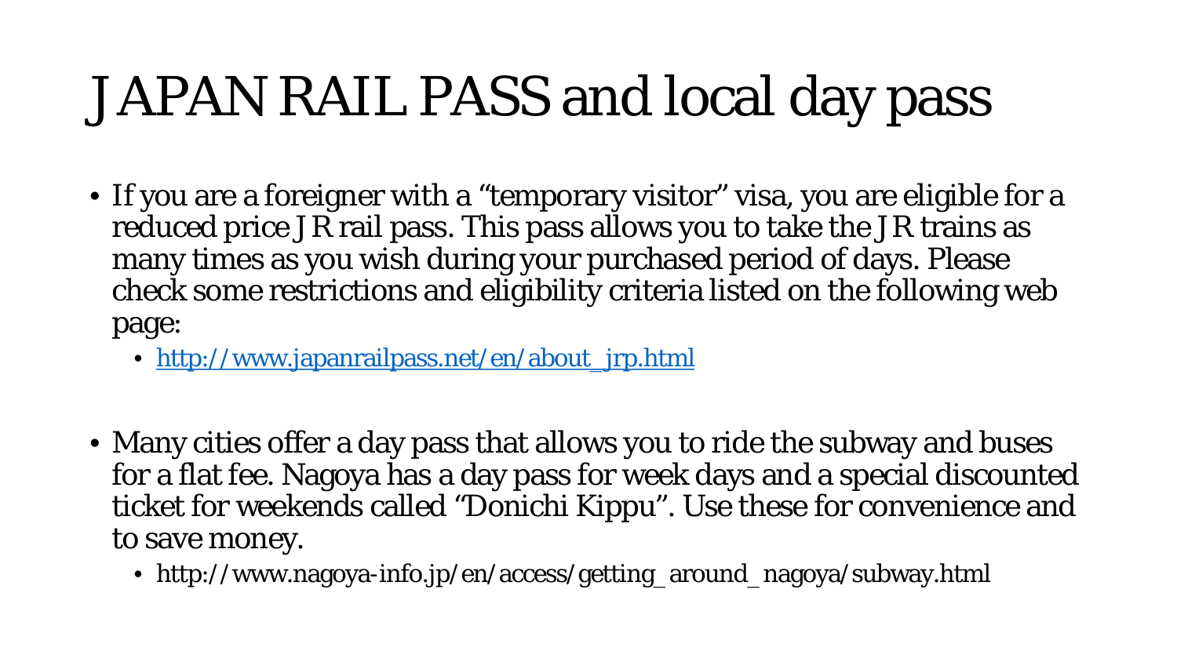# JAPAN RAIL PASS and local day pass

- If you are a foreigner with a “temporary visitor” visa, you are eligible for a reduced price JR rail pass. This pass allows you to take the JR trains as many times as you wish during your purchased period of days. Please check some restrictions and eligibility criteria listed on the following web page:
  - [http://www.japanrailpass.net/en/about_jrp.html](http://www.japanrailpass.net/en/about_jrp.html)

- Many cities offer a day pass that allows you to ride the subway and buses for a flat fee. Nagoya has a day pass for week days and a special discounted ticket for weekends called “Donichi Kippu”. Use these for convenience and to save money.
  - http://www.nagoya-info.jp/en/access/getting_around_nagoya/subway.html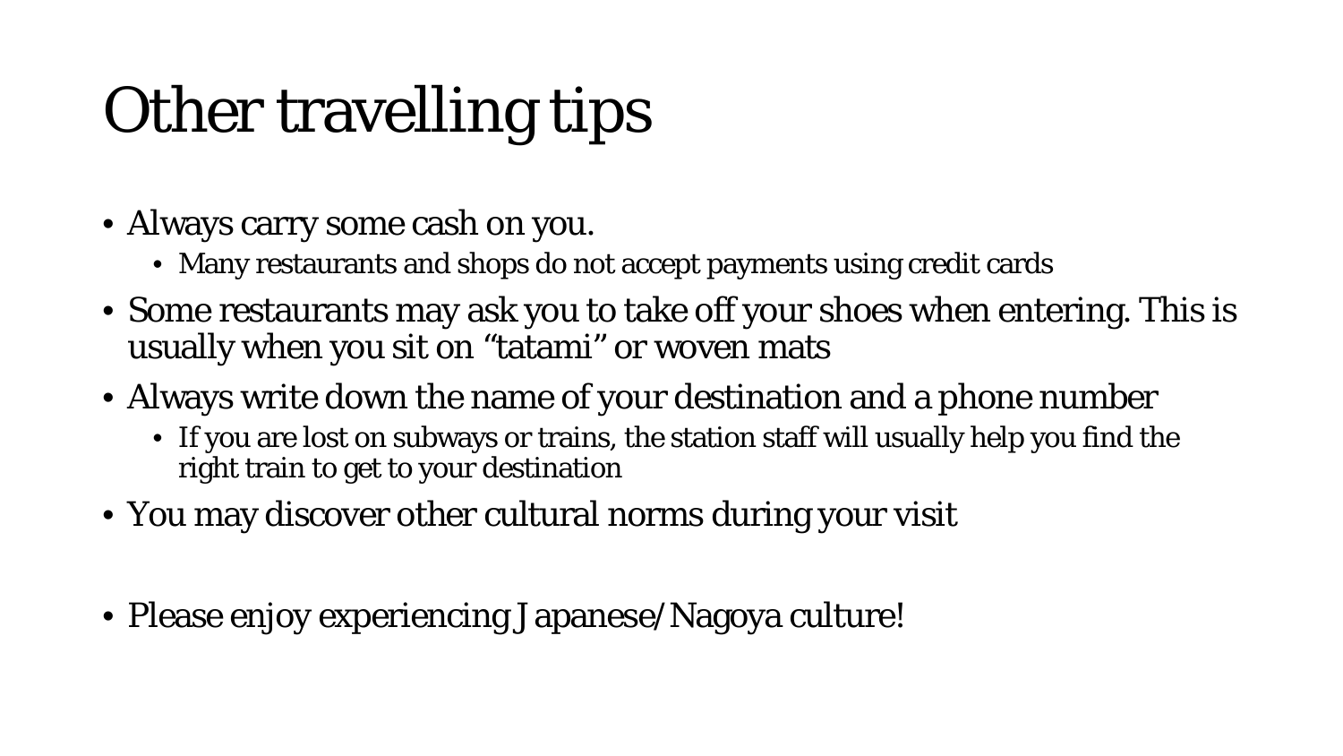# Other travelling tips

- Always carry some cash on you.
  - Many restaurants and shops do not accept payments using credit cards
- Some restaurants may ask you to take off your shoes when entering. This is usually when you sit on "tatami" or woven mats
- Always write down the name of your destination and a phone number
  - If you are lost on subways or trains, the station staff will usually help you find the right train to get to your destination
- You may discover other cultural norms during your visit

- Please enjoy experiencing Japanese/Nagoya culture!